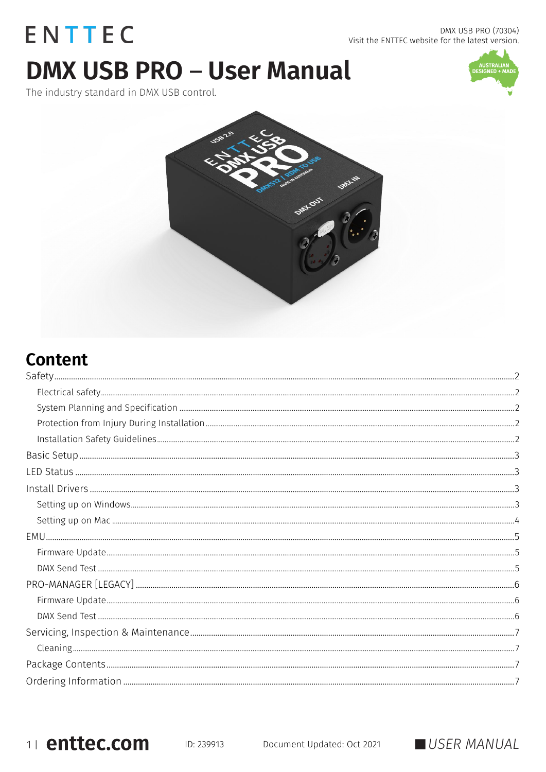ENTTEC

DMX USB PRO (70304)
Visit the ENTTEC website for the latest version.

# DMX USB PRO – User Manual

The industry standard in DMX USB control.

## Content

- Safety ... 2
  - Electrical safety ... 2
  - System Planning and Specification ... 2
  - Protection from Injury During Installation ... 2
  - Installation Safety Guidelines ... 2
- Basic Setup ... 3
- LED Status ... 3
- Install Drivers ... 3
  - Setting up on Windows ... 3
  - Setting up on Mac ... 4
- EMU ... 5
  - Firmware Update ... 5
  - DMX Send Test ... 5
- PRO-MANAGER [LEGACY] ... 6
  - Firmware Update ... 6
  - DMX Send Test ... 6
- Servicing, Inspection & Maintenance ... 7
  - Cleaning ... 7
- Package Contents ... 7
- Ordering Information ... 7

ID: 239913 Document Updated: Oct 2021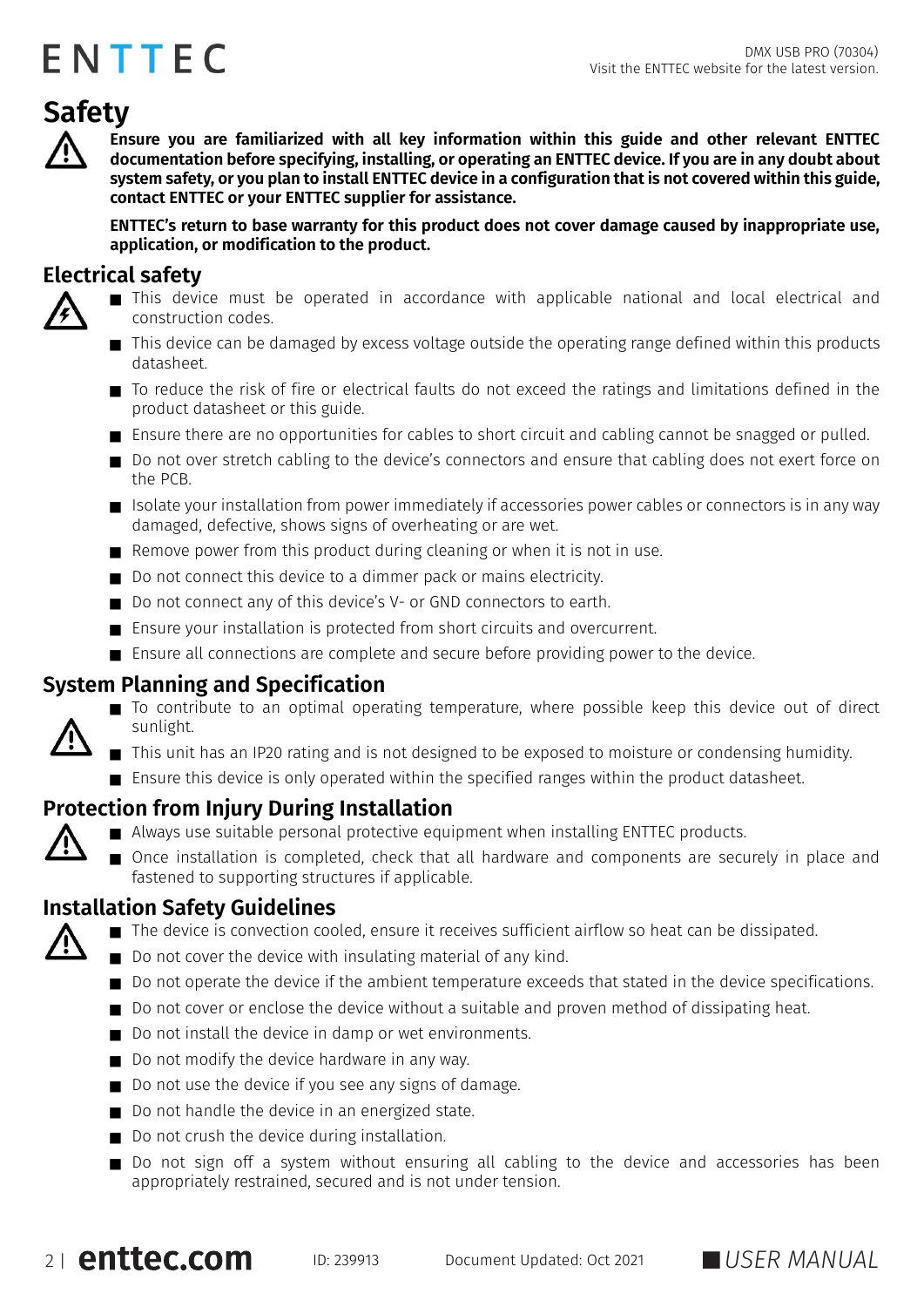# Safety

**Ensure you are familiarized with all key information within this guide and other relevant ENTTEC documentation before specifying, installing, or operating an ENTTEC device. If you are in any doubt about system safety, or you plan to install ENTTEC device in a configuration that is not covered within this guide, contact ENTTEC or your ENTTEC supplier for assistance.**

**ENTTEC's return to base warranty for this product does not cover damage caused by inappropriate use, application, or modification to the product.**

## Electrical safety

- This device must be operated in accordance with applicable national and local electrical and construction codes.
- This device can be damaged by excess voltage outside the operating range defined within this products datasheet.
- To reduce the risk of fire or electrical faults do not exceed the ratings and limitations defined in the product datasheet or this guide.
- Ensure there are no opportunities for cables to short circuit and cabling cannot be snagged or pulled.
- Do not over stretch cabling to the device's connectors and ensure that cabling does not exert force on the PCB.
- Isolate your installation from power immediately if accessories power cables or connectors is in any way damaged, defective, shows signs of overheating or are wet.
- Remove power from this product during cleaning or when it is not in use.
- Do not connect this device to a dimmer pack or mains electricity.
- Do not connect any of this device's V- or GND connectors to earth.
- Ensure your installation is protected from short circuits and overcurrent.
- Ensure all connections are complete and secure before providing power to the device.

## System Planning and Specification

- To contribute to an optimal operating temperature, where possible keep this device out of direct sunlight.
- This unit has an IP20 rating and is not designed to be exposed to moisture or condensing humidity.
- Ensure this device is only operated within the specified ranges within the product datasheet.

## Protection from Injury During Installation

- Always use suitable personal protective equipment when installing ENTTEC products.
- Once installation is completed, check that all hardware and components are securely in place and fastened to supporting structures if applicable.

## Installation Safety Guidelines

- The device is convection cooled, ensure it receives sufficient airflow so heat can be dissipated.
- Do not cover the device with insulating material of any kind.
- Do not operate the device if the ambient temperature exceeds that stated in the device specifications.
- Do not cover or enclose the device without a suitable and proven method of dissipating heat.
- Do not install the device in damp or wet environments.
- Do not modify the device hardware in any way.
- Do not use the device if you see any signs of damage.
- Do not handle the device in an energized state.
- Do not crush the device during installation.
- Do not sign off a system without ensuring all cabling to the device and accessories has been appropriately restrained, secured and is not under tension.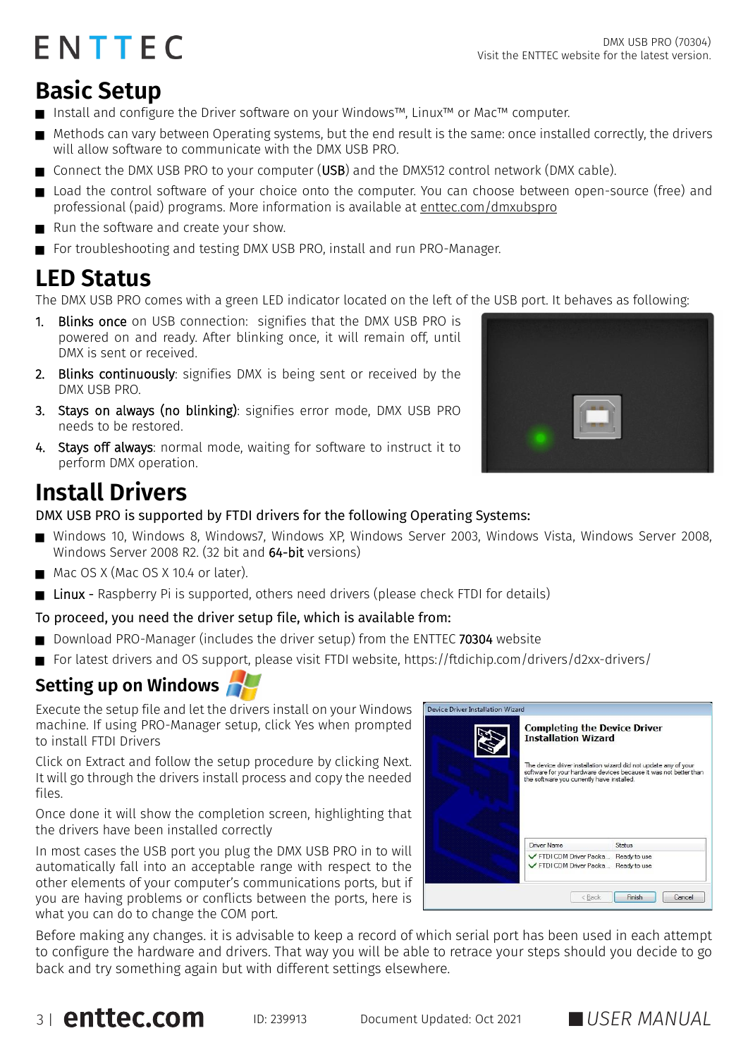# Basic Setup

- Install and configure the Driver software on your Windows™, Linux™ or Mac™ computer.
- Methods can vary between Operating systems, but the end result is the same: once installed correctly, the drivers will allow software to communicate with the DMX USB PRO.
- Connect the DMX USB PRO to your computer (**USB**) and the DMX512 control network (DMX cable).
- Load the control software of your choice onto the computer. You can choose between open-source (free) and professional (paid) programs. More information is available at enttec.com/dmxubspro
- Run the software and create your show.
- For troubleshooting and testing DMX USB PRO, install and run PRO-Manager.

# LED Status

The DMX USB PRO comes with a green LED indicator located on the left of the USB port. It behaves as following:

1. **Blinks once** on USB connection: signifies that the DMX USB PRO is powered on and ready. After blinking once, it will remain off, until DMX is sent or received.
2. **Blinks continuously**: signifies DMX is being sent or received by the DMX USB PRO.
3. **Stays on always (no blinking)**: signifies error mode, DMX USB PRO needs to be restored.
4. **Stays off always**: normal mode, waiting for software to instruct it to perform DMX operation.

# Install Drivers

DMX USB PRO is supported by FTDI drivers for the following Operating Systems:

- Windows 10, Windows 8, Windows7, Windows XP, Windows Server 2003, Windows Vista, Windows Server 2008, Windows Server 2008 R2. (32 bit and **64-bit** versions)
- Mac OS X (Mac OS X 10.4 or later).
- **Linux** - Raspberry Pi is supported, others need drivers (please check FTDI for details)

To proceed, you need the driver setup file, which is available from:

- Download PRO-Manager (includes the driver setup) from the ENTTEC **70304** website
- For latest drivers and OS support, please visit FTDI website, https://ftdichip.com/drivers/d2xx-drivers/

## Setting up on Windows

Execute the setup file and let the drivers install on your Windows machine. If using PRO-Manager setup, click Yes when prompted to install FTDI Drivers

Click on Extract and follow the setup procedure by clicking Next. It will go through the drivers install process and copy the needed files.

Once done it will show the completion screen, highlighting that the drivers have been installed correctly

In most cases the USB port you plug the DMX USB PRO in to will automatically fall into an acceptable range with respect to the other elements of your computer's communications ports, but if you are having problems or conflicts between the ports, here is what you can do to change the COM port.

Before making any changes. it is advisable to keep a record of which serial port has been used in each attempt to configure the hardware and drivers. That way you will be able to retrace your steps should you decide to go back and try something again but with different settings elsewhere.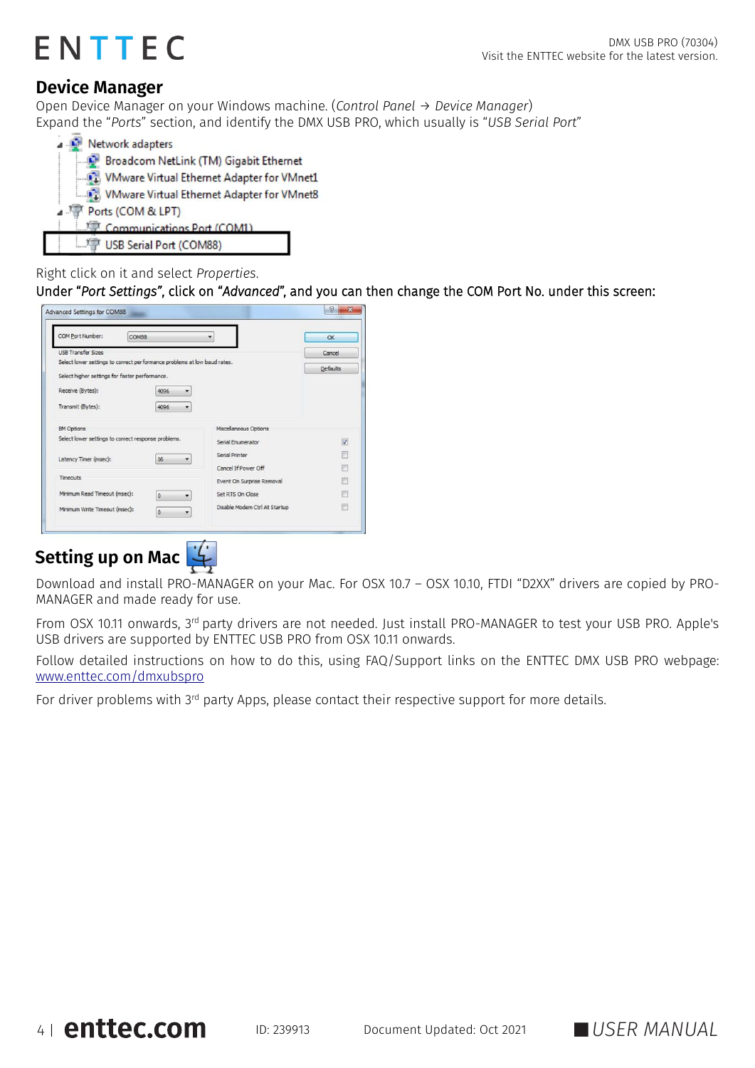## Device Manager

Open Device Manager on your Windows machine. (*Control Panel → Device Manager*)
Expand the "*Ports*" section, and identify the DMX USB PRO, which usually is "*USB Serial Port*"

Right click on it and select *Properties*.

Under "*Port Settings*", click on "*Advanced*", and you can then change the COM Port No. under this screen:

## Setting up on Mac

Download and install PRO-MANAGER on your Mac. For OSX 10.7 – OSX 10.10, FTDI "D2XX" drivers are copied by PRO-MANAGER and made ready for use.

From OSX 10.11 onwards, 3rd party drivers are not needed. Just install PRO-MANAGER to test your USB PRO. Apple's USB drivers are supported by ENTTEC USB PRO from OSX 10.11 onwards.

Follow detailed instructions on how to do this, using FAQ/Support links on the ENTTEC DMX USB PRO webpage: www.enttec.com/dmxubspro

For driver problems with 3rd party Apps, please contact their respective support for more details.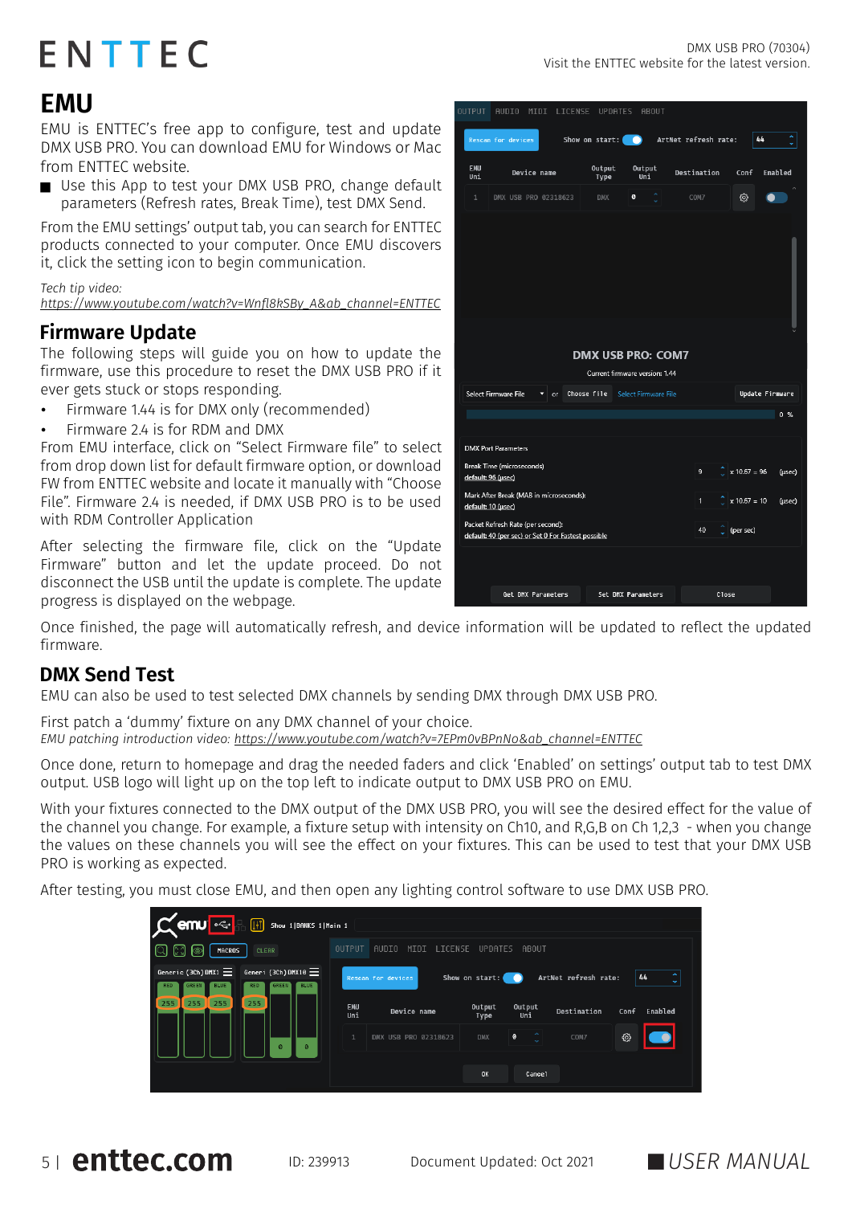# EMU

EMU is ENTTEC's free app to configure, test and update DMX USB PRO. You can download EMU for Windows or Mac from ENTTEC website.

- Use this App to test your DMX USB PRO, change default parameters (Refresh rates, Break Time), test DMX Send.

From the EMU settings' output tab, you can search for ENTTEC products connected to your computer. Once EMU discovers it, click the setting icon to begin communication.

*Tech tip video:*
*https://www.youtube.com/watch?v=Wnfl8kSBy_A&ab_channel=ENTTEC*

## Firmware Update

The following steps will guide you on how to update the firmware, use this procedure to reset the DMX USB PRO if it ever gets stuck or stops responding.

- Firmware 1.44 is for DMX only (recommended)
- Firmware 2.4 is for RDM and DMX

From EMU interface, click on "Select Firmware file" to select from drop down list for default firmware option, or download FW from ENTTEC website and locate it manually with "Choose File". Firmware 2.4 is needed, if DMX USB PRO is to be used with RDM Controller Application

After selecting the firmware file, click on the "Update Firmware" button and let the update proceed. Do not disconnect the USB until the update is complete. The update progress is displayed on the webpage.

Once finished, the page will automatically refresh, and device information will be updated to reflect the updated firmware.

## DMX Send Test

EMU can also be used to test selected DMX channels by sending DMX through DMX USB PRO.

First patch a 'dummy' fixture on any DMX channel of your choice.
*EMU patching introduction video: https://www.youtube.com/watch?v=7EPm0vBPnNo&ab_channel=ENTTEC*

Once done, return to homepage and drag the needed faders and click 'Enabled' on settings' output tab to test DMX output. USB logo will light up on the top left to indicate output to DMX USB PRO on EMU.

With your fixtures connected to the DMX output of the DMX USB PRO, you will see the desired effect for the value of the channel you change. For example, a fixture setup with intensity on Ch10, and R,G,B on Ch 1,2,3 - when you change the values on these channels you will see the effect on your fixtures. This can be used to test that your DMX USB PRO is working as expected.

After testing, you must close EMU, and then open any lighting control software to use DMX USB PRO.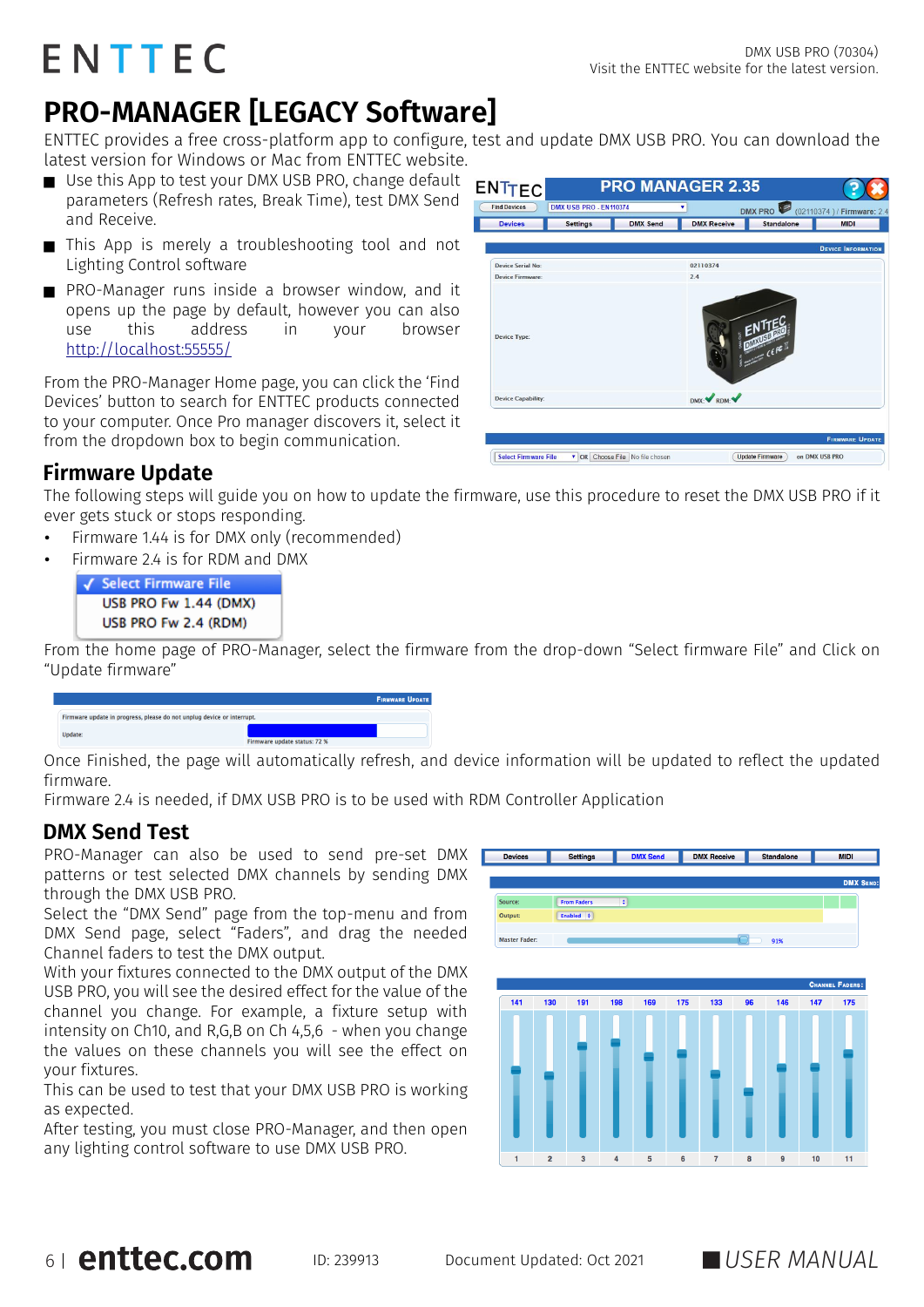# PRO-MANAGER [LEGACY Software]

ENTTEC provides a free cross-platform app to configure, test and update DMX USB PRO. You can download the latest version for Windows or Mac from ENTTEC website.

- Use this App to test your DMX USB PRO, change default parameters (Refresh rates, Break Time), test DMX Send and Receive.
- This App is merely a troubleshooting tool and not Lighting Control software
- PRO-Manager runs inside a browser window, and it opens up the page by default, however you can also use this address in your browser http://localhost:55555/

From the PRO-Manager Home page, you can click the 'Find Devices' button to search for ENTTEC products connected to your computer. Once Pro manager discovers it, select it from the dropdown box to begin communication.

## Firmware Update

The following steps will guide you on how to update the firmware, use this procedure to reset the DMX USB PRO if it ever gets stuck or stops responding.

- Firmware 1.44 is for DMX only (recommended)
- Firmware 2.4 is for RDM and DMX

From the home page of PRO-Manager, select the firmware from the drop-down "Select firmware File" and Click on "Update firmware"

Once Finished, the page will automatically refresh, and device information will be updated to reflect the updated firmware.

Firmware 2.4 is needed, if DMX USB PRO is to be used with RDM Controller Application

## DMX Send Test

PRO-Manager can also be used to send pre-set DMX patterns or test selected DMX channels by sending DMX through the DMX USB PRO.

Select the "DMX Send" page from the top-menu and from DMX Send page, select "Faders", and drag the needed Channel faders to test the DMX output.

With your fixtures connected to the DMX output of the DMX USB PRO, you will see the desired effect for the value of the channel you change. For example, a fixture setup with intensity on Ch10, and R,G,B on Ch 4,5,6 - when you change the values on these channels you will see the effect on your fixtures.

This can be used to test that your DMX USB PRO is working as expected.

After testing, you must close PRO-Manager, and then open any lighting control software to use DMX USB PRO.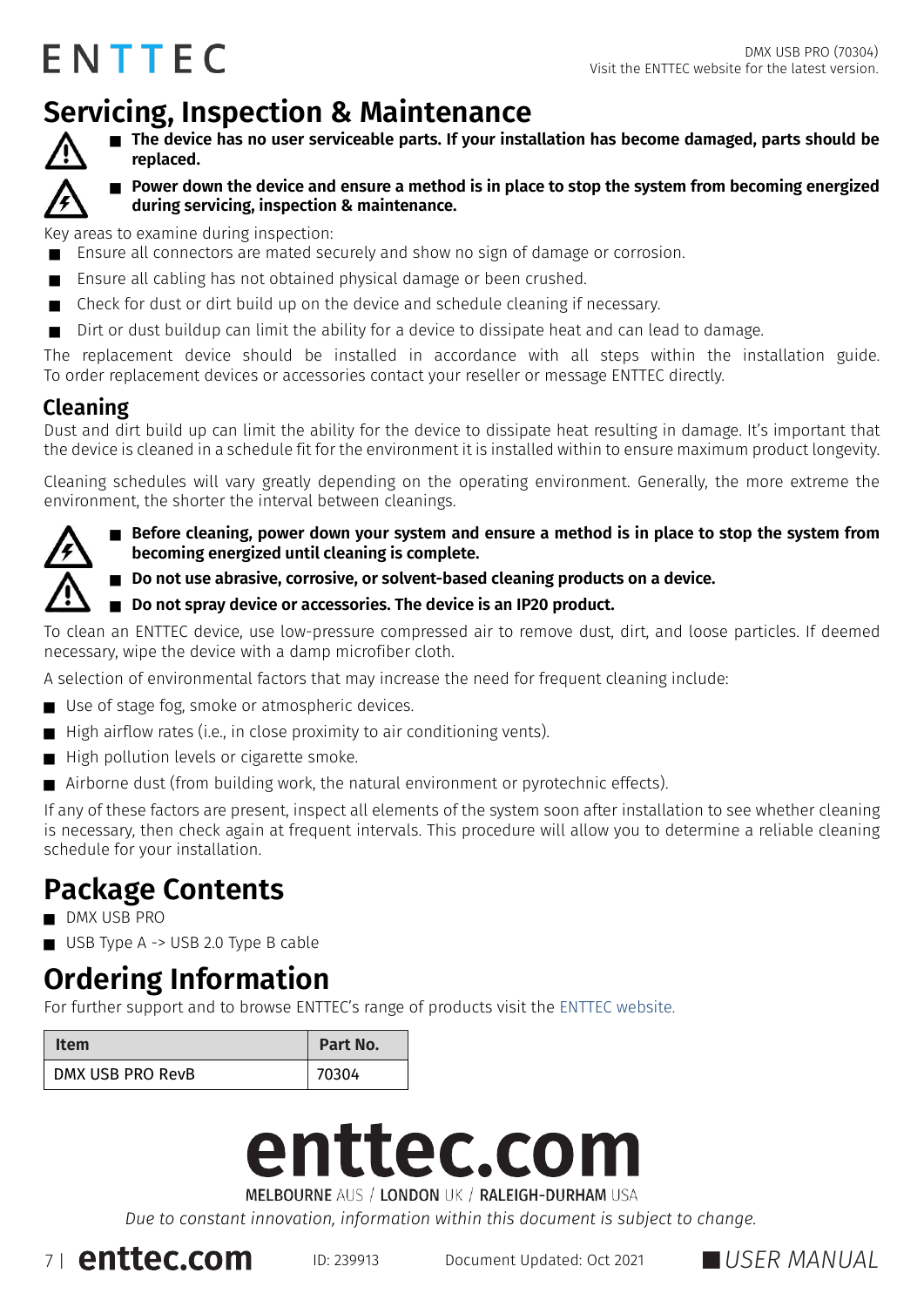# Servicing, Inspection & Maintenance

- **The device has no user serviceable parts. If your installation has become damaged, parts should be replaced.**
- **Power down the device and ensure a method is in place to stop the system from becoming energized during servicing, inspection & maintenance.**

Key areas to examine during inspection:

- Ensure all connectors are mated securely and show no sign of damage or corrosion.
- Ensure all cabling has not obtained physical damage or been crushed.
- Check for dust or dirt build up on the device and schedule cleaning if necessary.
- Dirt or dust buildup can limit the ability for a device to dissipate heat and can lead to damage.

The replacement device should be installed in accordance with all steps within the installation guide. To order replacement devices or accessories contact your reseller or message ENTTEC directly.

## Cleaning

Dust and dirt build up can limit the ability for the device to dissipate heat resulting in damage. It's important that the device is cleaned in a schedule fit for the environment it is installed within to ensure maximum product longevity.

Cleaning schedules will vary greatly depending on the operating environment. Generally, the more extreme the environment, the shorter the interval between cleanings.

- **Before cleaning, power down your system and ensure a method is in place to stop the system from becoming energized until cleaning is complete.**
- **Do not use abrasive, corrosive, or solvent-based cleaning products on a device.**
- **Do not spray device or accessories. The device is an IP20 product.**

To clean an ENTTEC device, use low-pressure compressed air to remove dust, dirt, and loose particles. If deemed necessary, wipe the device with a damp microfiber cloth.

A selection of environmental factors that may increase the need for frequent cleaning include:

- Use of stage fog, smoke or atmospheric devices.
- High airflow rates (i.e., in close proximity to air conditioning vents).
- High pollution levels or cigarette smoke.
- Airborne dust (from building work, the natural environment or pyrotechnic effects).

If any of these factors are present, inspect all elements of the system soon after installation to see whether cleaning is necessary, then check again at frequent intervals. This procedure will allow you to determine a reliable cleaning schedule for your installation.

# Package Contents

- DMX USB PRO
- USB Type A -> USB 2.0 Type B cable

# Ordering Information

For further support and to browse ENTTEC's range of products visit the ENTTEC website.

| Item | Part No. |
| --- | --- |
| DMX USB PRO RevB | 70304 |

enttec.com

MELBOURNE AUS / LONDON UK / RALEIGH-DURHAM USA

*Due to constant innovation, information within this document is subject to change.*